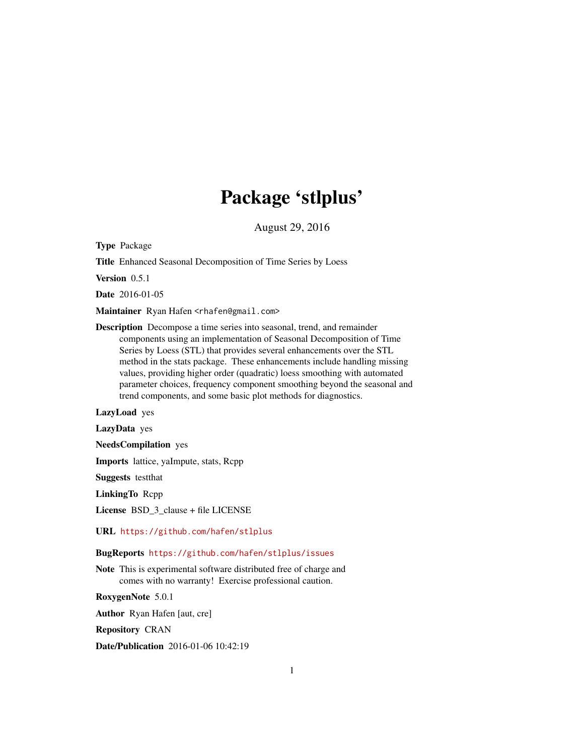# Package 'stlplus'

August 29, 2016

**Type** Package

**Title** Enhanced Seasonal Decomposition of Time Series by Loess

**Version** 0.5.1

**Date** 2016-01-05

**Maintainer** Ryan Hafen <rhafen@gmail.com>

**Description** Decompose a time series into seasonal, trend, and remainder components using an implementation of Seasonal Decomposition of Time Series by Loess (STL) that provides several enhancements over the STL method in the stats package. These enhancements include handling missing values, providing higher order (quadratic) loess smoothing with automated parameter choices, frequency component smoothing beyond the seasonal and trend components, and some basic plot methods for diagnostics.

**LazyLoad** yes

**LazyData** yes

**NeedsCompilation** yes

**Imports** lattice, yaImpute, stats, Rcpp

**Suggests** testthat

**LinkingTo** Rcpp

**License** BSD_3_clause + file LICENSE

**URL** https://github.com/hafen/stlplus

**BugReports** https://github.com/hafen/stlplus/issues

**Note** This is experimental software distributed free of charge and comes with no warranty! Exercise professional caution.

**RoxygenNote** 5.0.1

**Author** Ryan Hafen [aut, cre]

**Repository** CRAN

**Date/Publication** 2016-01-06 10:42:19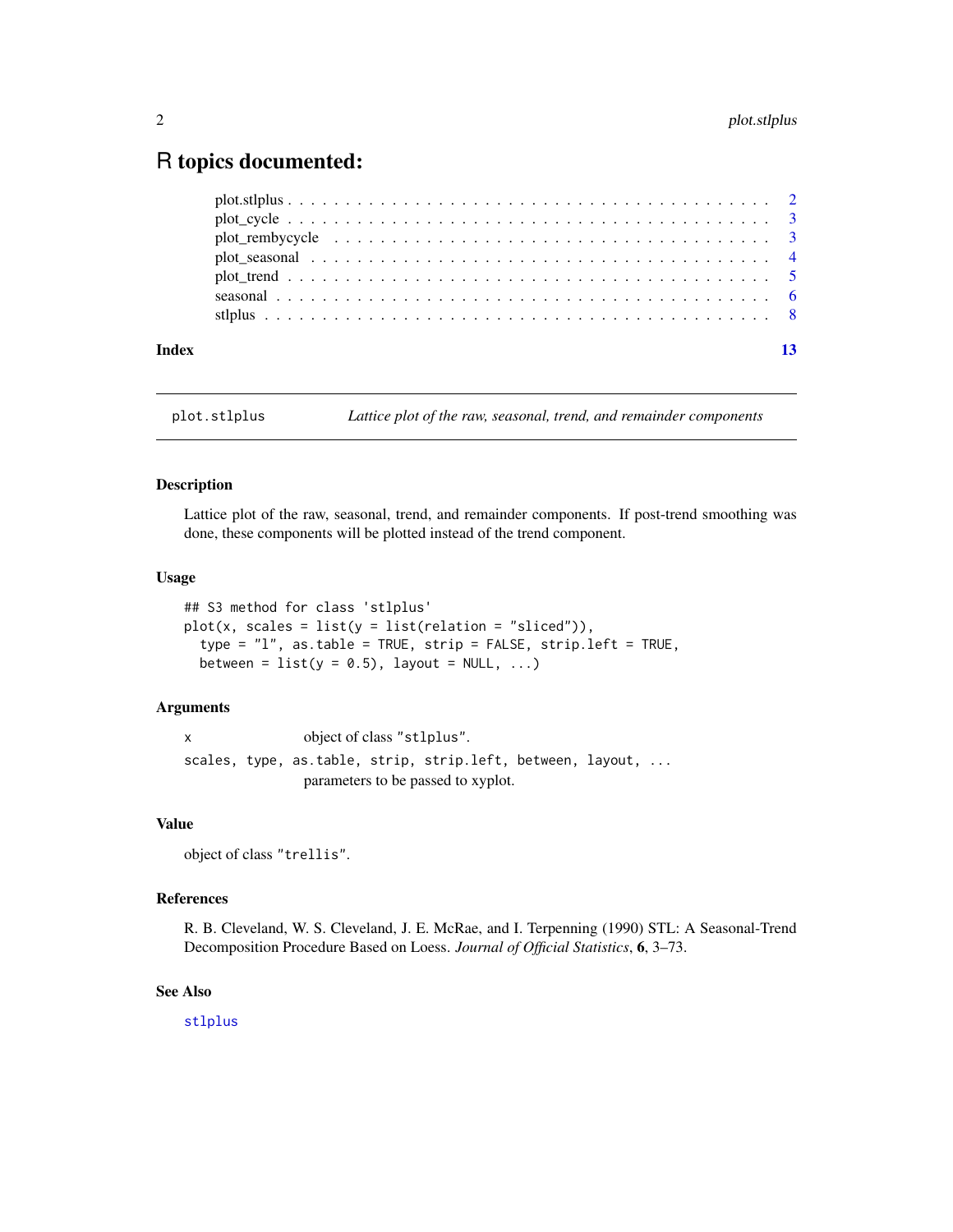# R topics documented:

- plot.stlplus . . . . . . . . . . . . . . . . . . . . . . . . . . . . . . . . . . . . . . 2
- plot_cycle . . . . . . . . . . . . . . . . . . . . . . . . . . . . . . . . . . . . . . . 3
- plot_rembycycle . . . . . . . . . . . . . . . . . . . . . . . . . . . . . . . . . . . . 3
- plot_seasonal . . . . . . . . . . . . . . . . . . . . . . . . . . . . . . . . . . . . . 4
- plot_trend . . . . . . . . . . . . . . . . . . . . . . . . . . . . . . . . . . . . . . . 5
- seasonal . . . . . . . . . . . . . . . . . . . . . . . . . . . . . . . . . . . . . . . . 6
- stlplus . . . . . . . . . . . . . . . . . . . . . . . . . . . . . . . . . . . . . . . . . 8

**Index** 13

---

`plot.stlplus` *Lattice plot of the raw, seasonal, trend, and remainder components*

---

### Description

Lattice plot of the raw, seasonal, trend, and remainder components. If post-trend smoothing was done, these components will be plotted instead of the trend component.

### Usage

```
## S3 method for class 'stlplus'
plot(x, scales = list(y = list(relation = "sliced")),
  type = "l", as.table = TRUE, strip = FALSE, strip.left = TRUE,
  between = list(y = 0.5), layout = NULL, ...)
```

### Arguments

| | |
|---|---|
| `x` | object of class "stlplus". |
| `scales, type, as.table, strip, strip.left, between, layout, ...` | parameters to be passed to xyplot. |

### Value

object of class "trellis".

### References

R. B. Cleveland, W. S. Cleveland, J. E. McRae, and I. Terpenning (1990) STL: A Seasonal-Trend Decomposition Procedure Based on Loess. *Journal of Official Statistics*, **6**, 3–73.

### See Also

`stlplus`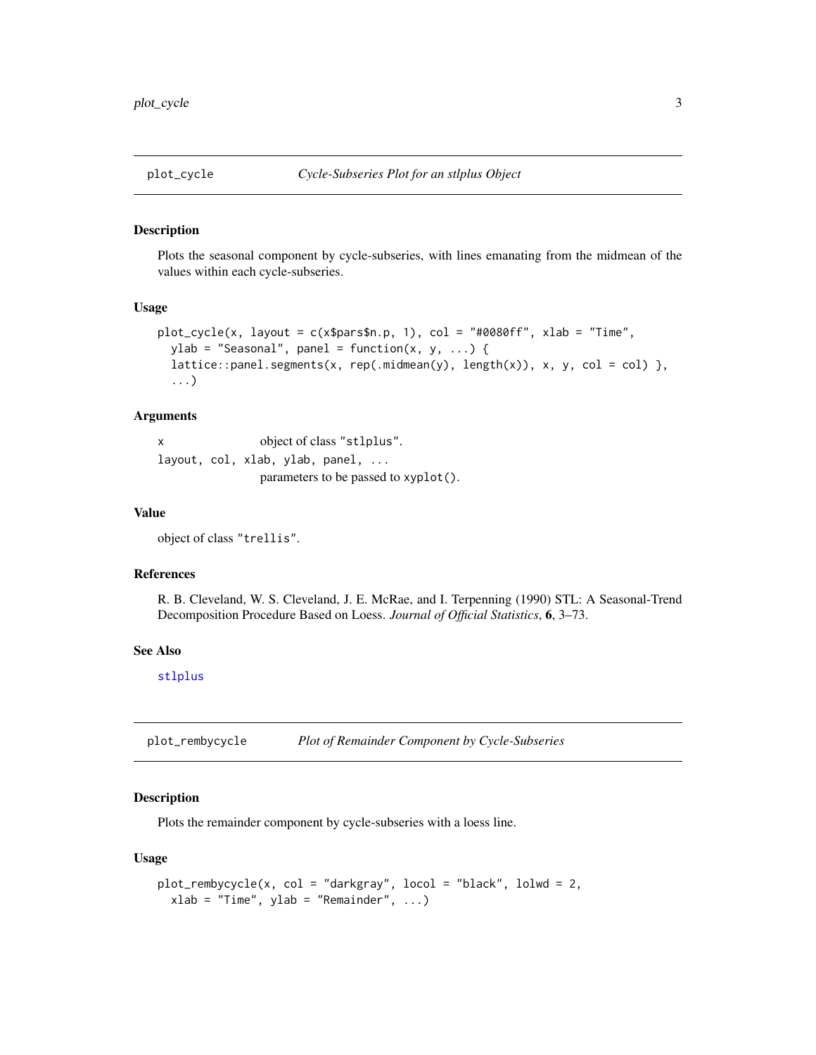## plot_cycle *Cycle-Subseries Plot for an stlplus Object*

### Description

Plots the seasonal component by cycle-subseries, with lines emanating from the midmean of the values within each cycle-subseries.

### Usage

```
plot_cycle(x, layout = c(x$pars$n.p, 1), col = "#0080ff", xlab = "Time",
  ylab = "Seasonal", panel = function(x, y, ...) {
  lattice::panel.segments(x, rep(.midmean(y), length(x)), x, y, col = col) },
  ...)
```

### Arguments

| | |
|---|---|
| `x` | object of class "`stlplus`". |
| `layout, col, xlab, ylab, panel, ...` | parameters to be passed to `xyplot()`. |

### Value

object of class "`trellis`".

### References

R. B. Cleveland, W. S. Cleveland, J. E. McRae, and I. Terpenning (1990) STL: A Seasonal-Trend Decomposition Procedure Based on Loess. *Journal of Official Statistics*, **6**, 3–73.

### See Also

`stlplus`

## plot_rembycycle *Plot of Remainder Component by Cycle-Subseries*

### Description

Plots the remainder component by cycle-subseries with a loess line.

### Usage

```
plot_rembycycle(x, col = "darkgray", locol = "black", lolwd = 2,
  xlab = "Time", ylab = "Remainder", ...)
```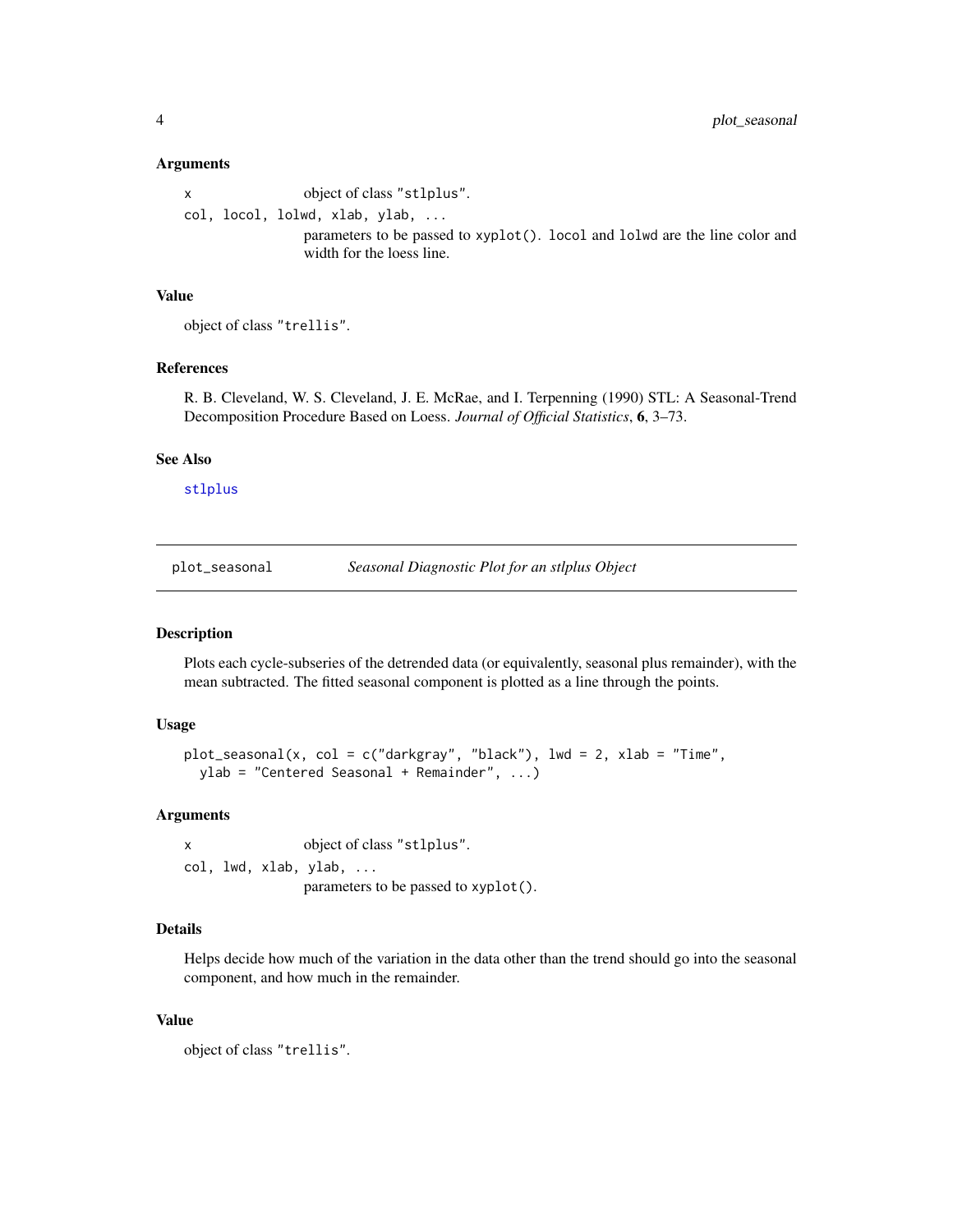#### Arguments

`x` object of class "stlplus".

`col, locol, lolwd, xlab, ylab, ...` parameters to be passed to `xyplot()`. `locol` and `lolwd` are the line color and width for the loess line.

#### Value

object of class "trellis".

#### References

R. B. Cleveland, W. S. Cleveland, J. E. McRae, and I. Terpenning (1990) STL: A Seasonal-Trend Decomposition Procedure Based on Loess. *Journal of Official Statistics*, **6**, 3–73.

#### See Also

`stlplus`

---

## `plot_seasonal` *Seasonal Diagnostic Plot for an stlplus Object*

#### Description

Plots each cycle-subseries of the detrended data (or equivalently, seasonal plus remainder), with the mean subtracted. The fitted seasonal component is plotted as a line through the points.

#### Usage

```
plot_seasonal(x, col = c("darkgray", "black"), lwd = 2, xlab = "Time",
  ylab = "Centered Seasonal + Remainder", ...)
```

#### Arguments

`x` object of class "stlplus".

`col, lwd, xlab, ylab, ...` parameters to be passed to `xyplot()`.

#### Details

Helps decide how much of the variation in the data other than the trend should go into the seasonal component, and how much in the remainder.

#### Value

object of class "trellis".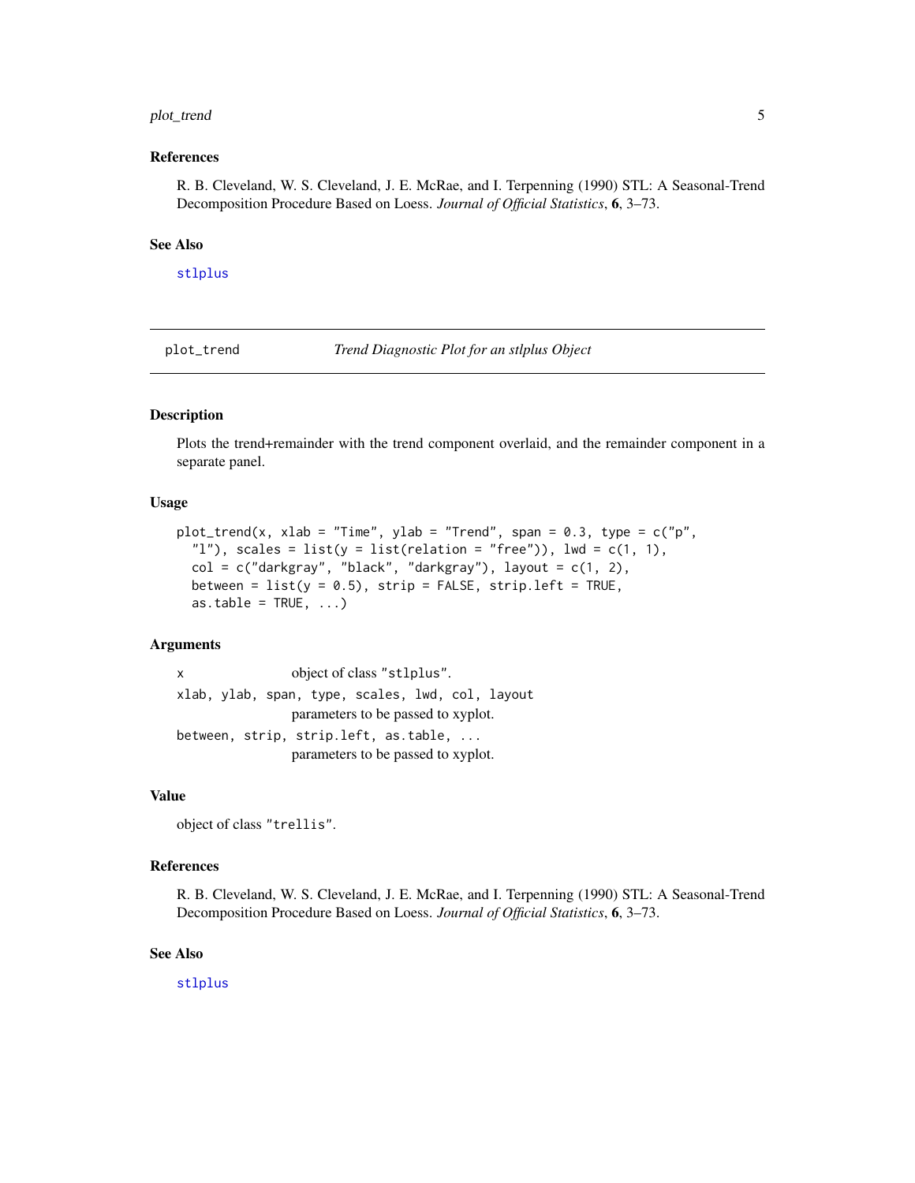## References

R. B. Cleveland, W. S. Cleveland, J. E. McRae, and I. Terpenning (1990) STL: A Seasonal-Trend Decomposition Procedure Based on Loess. *Journal of Official Statistics*, **6**, 3–73.

## See Also

`stlplus`

---

# plot_trend — *Trend Diagnostic Plot for an stlplus Object*

## Description

Plots the trend+remainder with the trend component overlaid, and the remainder component in a separate panel.

## Usage

```
plot_trend(x, xlab = "Time", ylab = "Trend", span = 0.3, type = c("p",
  "l"), scales = list(y = list(relation = "free")), lwd = c(1, 1),
  col = c("darkgray", "black", "darkgray"), layout = c(1, 2),
  between = list(y = 0.5), strip = FALSE, strip.left = TRUE,
  as.table = TRUE, ...)
```

## Arguments

| Argument | Description |
| --- | --- |
| `x` | object of class `"stlplus"`. |
| `xlab, ylab, span, type, scales, lwd, col, layout` | parameters to be passed to xyplot. |
| `between, strip, strip.left, as.table, ...` | parameters to be passed to xyplot. |

## Value

object of class `"trellis"`.

## References

R. B. Cleveland, W. S. Cleveland, J. E. McRae, and I. Terpenning (1990) STL: A Seasonal-Trend Decomposition Procedure Based on Loess. *Journal of Official Statistics*, **6**, 3–73.

## See Also

`stlplus`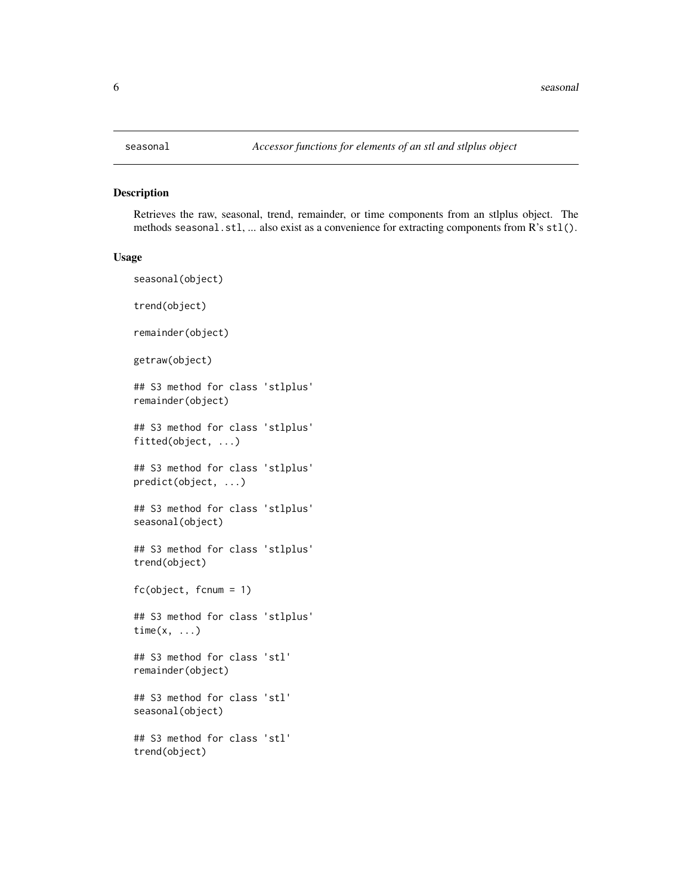`seasonal` *Accessor functions for elements of an stl and stlplus object*

## Description

Retrieves the raw, seasonal, trend, remainder, or time components from an stlplus object. The methods `seasonal.stl`, ... also exist as a convenience for extracting components from R's `stl()`.

## Usage

```
seasonal(object)

trend(object)

remainder(object)

getraw(object)

## S3 method for class 'stlplus'
remainder(object)

## S3 method for class 'stlplus'
fitted(object, ...)

## S3 method for class 'stlplus'
predict(object, ...)

## S3 method for class 'stlplus'
seasonal(object)

## S3 method for class 'stlplus'
trend(object)

fc(object, fcnum = 1)

## S3 method for class 'stlplus'
time(x, ...)

## S3 method for class 'stl'
remainder(object)

## S3 method for class 'stl'
seasonal(object)

## S3 method for class 'stl'
trend(object)
```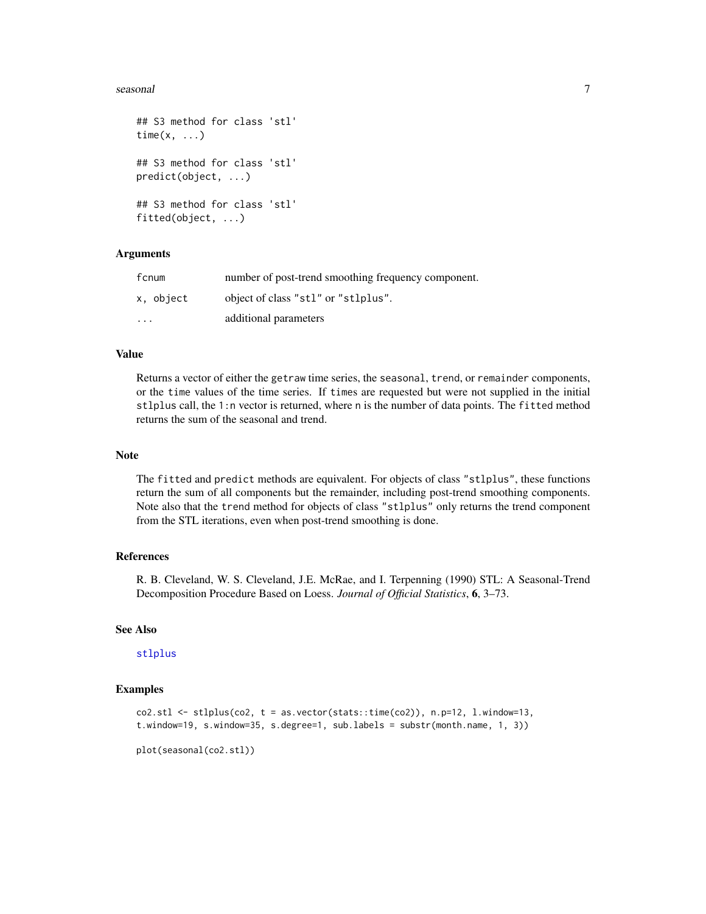```
## S3 method for class 'stl'
time(x, ...)

## S3 method for class 'stl'
predict(object, ...)

## S3 method for class 'stl'
fitted(object, ...)
```

### Arguments

| | |
|---|---|
| `fcnum` | number of post-trend smoothing frequency component. |
| `x, object` | object of class "stl" or "stlplus". |
| `...` | additional parameters |

### Value

Returns a vector of either the `getraw` time series, the `seasonal`, `trend`, or `remainder` components, or the `time` values of the time series. If `times` are requested but were not supplied in the initial `stlplus` call, the `1:n` vector is returned, where `n` is the number of data points. The `fitted` method returns the sum of the seasonal and trend.

### Note

The `fitted` and `predict` methods are equivalent. For objects of class "stlplus", these functions return the sum of all components but the remainder, including post-trend smoothing components. Note also that the `trend` method for objects of class "stlplus" only returns the trend component from the STL iterations, even when post-trend smoothing is done.

### References

R. B. Cleveland, W. S. Cleveland, J.E. McRae, and I. Terpenning (1990) STL: A Seasonal-Trend Decomposition Procedure Based on Loess. *Journal of Official Statistics*, **6**, 3–73.

### See Also

`stlplus`

### Examples

```
co2.stl <- stlplus(co2, t = as.vector(stats::time(co2)), n.p=12, l.window=13,
t.window=19, s.window=35, s.degree=1, sub.labels = substr(month.name, 1, 3))

plot(seasonal(co2.stl))
```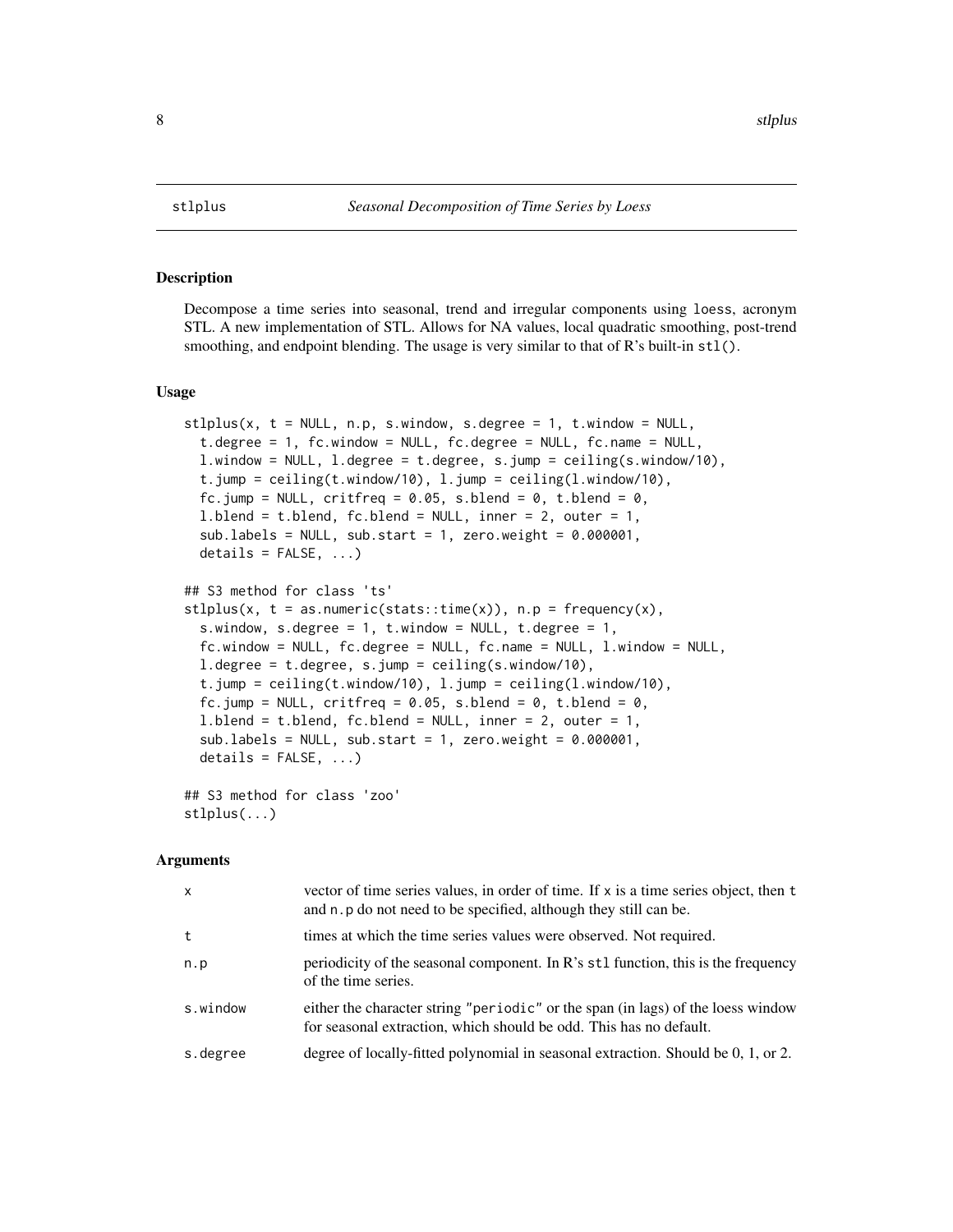stlplus — *Seasonal Decomposition of Time Series by Loess*

## Description

Decompose a time series into seasonal, trend and irregular components using loess, acronym STL. A new implementation of STL. Allows for NA values, local quadratic smoothing, post-trend smoothing, and endpoint blending. The usage is very similar to that of R's built-in stl().

## Usage

```
stlplus(x, t = NULL, n.p, s.window, s.degree = 1, t.window = NULL,
  t.degree = 1, fc.window = NULL, fc.degree = NULL, fc.name = NULL,
  l.window = NULL, l.degree = t.degree, s.jump = ceiling(s.window/10),
  t.jump = ceiling(t.window/10), l.jump = ceiling(l.window/10),
  fc.jump = NULL, critfreq = 0.05, s.blend = 0, t.blend = 0,
  l.blend = t.blend, fc.blend = NULL, inner = 2, outer = 1,
  sub.labels = NULL, sub.start = 1, zero.weight = 0.000001,
  details = FALSE, ...)

## S3 method for class 'ts'
stlplus(x, t = as.numeric(stats::time(x)), n.p = frequency(x),
  s.window, s.degree = 1, t.window = NULL, t.degree = 1,
  fc.window = NULL, fc.degree = NULL, fc.name = NULL, l.window = NULL,
  l.degree = t.degree, s.jump = ceiling(s.window/10),
  t.jump = ceiling(t.window/10), l.jump = ceiling(l.window/10),
  fc.jump = NULL, critfreq = 0.05, s.blend = 0, t.blend = 0,
  l.blend = t.blend, fc.blend = NULL, inner = 2, outer = 1,
  sub.labels = NULL, sub.start = 1, zero.weight = 0.000001,
  details = FALSE, ...)

## S3 method for class 'zoo'
stlplus(...)
```

## Arguments

| | |
|---|---|
| x | vector of time series values, in order of time. If x is a time series object, then t and n.p do not need to be specified, although they still can be. |
| t | times at which the time series values were observed. Not required. |
| n.p | periodicity of the seasonal component. In R's stl function, this is the frequency of the time series. |
| s.window | either the character string "periodic" or the span (in lags) of the loess window for seasonal extraction, which should be odd. This has no default. |
| s.degree | degree of locally-fitted polynomial in seasonal extraction. Should be 0, 1, or 2. |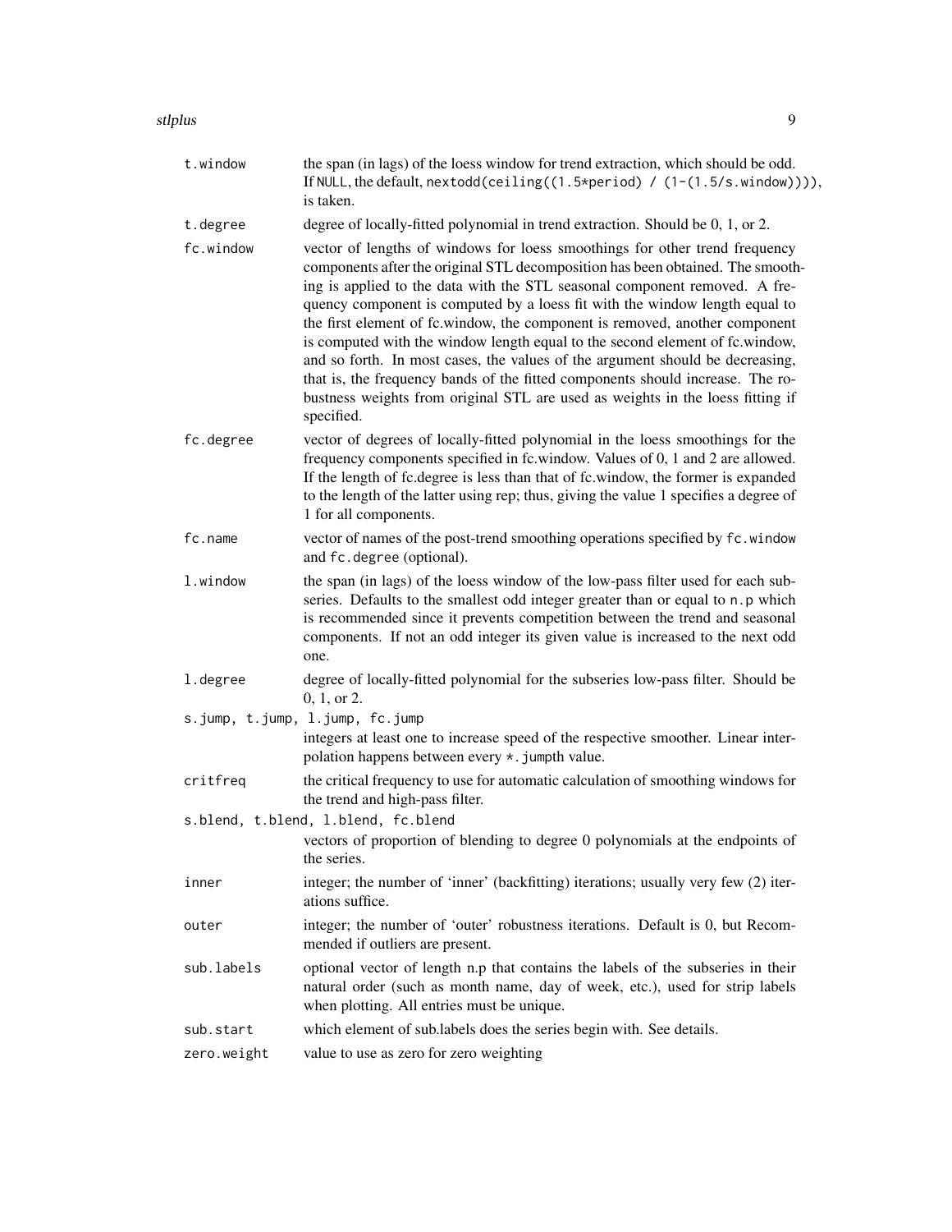`t.window`
: the span (in lags) of the loess window for trend extraction, which should be odd. If NULL, the default, `nextodd(ceiling((1.5*period) / (1-(1.5/s.window))))`, is taken.

`t.degree`
: degree of locally-fitted polynomial in trend extraction. Should be 0, 1, or 2.

`fc.window`
: vector of lengths of windows for loess smoothings for other trend frequency components after the original STL decomposition has been obtained. The smoothing is applied to the data with the STL seasonal component removed. A frequency component is computed by a loess fit with the window length equal to the first element of fc.window, the component is removed, another component is computed with the window length equal to the second element of fc.window, and so forth. In most cases, the values of the argument should be decreasing, that is, the frequency bands of the fitted components should increase. The robustness weights from original STL are used as weights in the loess fitting if specified.

`fc.degree`
: vector of degrees of locally-fitted polynomial in the loess smoothings for the frequency components specified in fc.window. Values of 0, 1 and 2 are allowed. If the length of fc.degree is less than that of fc.window, the former is expanded to the length of the latter using rep; thus, giving the value 1 specifies a degree of 1 for all components.

`fc.name`
: vector of names of the post-trend smoothing operations specified by `fc.window` and `fc.degree` (optional).

`l.window`
: the span (in lags) of the loess window of the low-pass filter used for each subseries. Defaults to the smallest odd integer greater than or equal to `n.p` which is recommended since it prevents competition between the trend and seasonal components. If not an odd integer its given value is increased to the next odd one.

`l.degree`
: degree of locally-fitted polynomial for the subseries low-pass filter. Should be 0, 1, or 2.

`s.jump, t.jump, l.jump, fc.jump`
: integers at least one to increase speed of the respective smoother. Linear interpolation happens between every `*.jump`th value.

`critfreq`
: the critical frequency to use for automatic calculation of smoothing windows for the trend and high-pass filter.

`s.blend, t.blend, l.blend, fc.blend`
: vectors of proportion of blending to degree 0 polynomials at the endpoints of the series.

`inner`
: integer; the number of 'inner' (backfitting) iterations; usually very few (2) iterations suffice.

`outer`
: integer; the number of 'outer' robustness iterations. Default is 0, but Recommended if outliers are present.

`sub.labels`
: optional vector of length n.p that contains the labels of the subseries in their natural order (such as month name, day of week, etc.), used for strip labels when plotting. All entries must be unique.

`sub.start`
: which element of sub.labels does the series begin with. See details.

`zero.weight`
: value to use as zero for zero weighting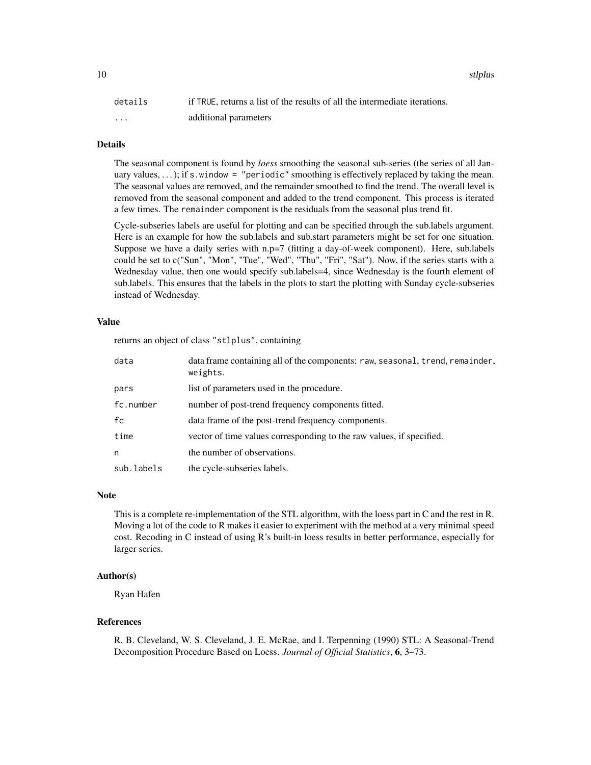| | |
|---|---|
| `details` | if `TRUE`, returns a list of the results of all the intermediate iterations. |
| `...` | additional parameters |

## Details

The seasonal component is found by *loess* smoothing the seasonal sub-series (the series of all January values, . . . ); if `s.window = "periodic"` smoothing is effectively replaced by taking the mean. The seasonal values are removed, and the remainder smoothed to find the trend. The overall level is removed from the seasonal component and added to the trend component. This process is iterated a few times. The `remainder` component is the residuals from the seasonal plus trend fit.

Cycle-subseries labels are useful for plotting and can be specified through the sub.labels argument. Here is an example for how the sub.labels and sub.start parameters might be set for one situation. Suppose we have a daily series with n.p=7 (fitting a day-of-week component). Here, sub.labels could be set to c("Sun", "Mon", "Tue", "Wed", "Thu", "Fri", "Sat"). Now, if the series starts with a Wednesday value, then one would specify sub.labels=4, since Wednesday is the fourth element of sub.labels. This ensures that the labels in the plots to start the plotting with Sunday cycle-subseries instead of Wednesday.

## Value

returns an object of class `"stlplus"`, containing

| | |
|---|---|
| `data` | data frame containing all of the components: `raw`, `seasonal`, `trend`, `remainder`, `weights`. |
| `pars` | list of parameters used in the procedure. |
| `fc.number` | number of post-trend frequency components fitted. |
| `fc` | data frame of the post-trend frequency components. |
| `time` | vector of time values corresponding to the raw values, if specified. |
| `n` | the number of observations. |
| `sub.labels` | the cycle-subseries labels. |

## Note

This is a complete re-implementation of the STL algorithm, with the loess part in C and the rest in R. Moving a lot of the code to R makes it easier to experiment with the method at a very minimal speed cost. Recoding in C instead of using R's built-in loess results in better performance, especially for larger series.

## Author(s)

Ryan Hafen

## References

R. B. Cleveland, W. S. Cleveland, J. E. McRae, and I. Terpenning (1990) STL: A Seasonal-Trend Decomposition Procedure Based on Loess. *Journal of Official Statistics*, **6**, 3–73.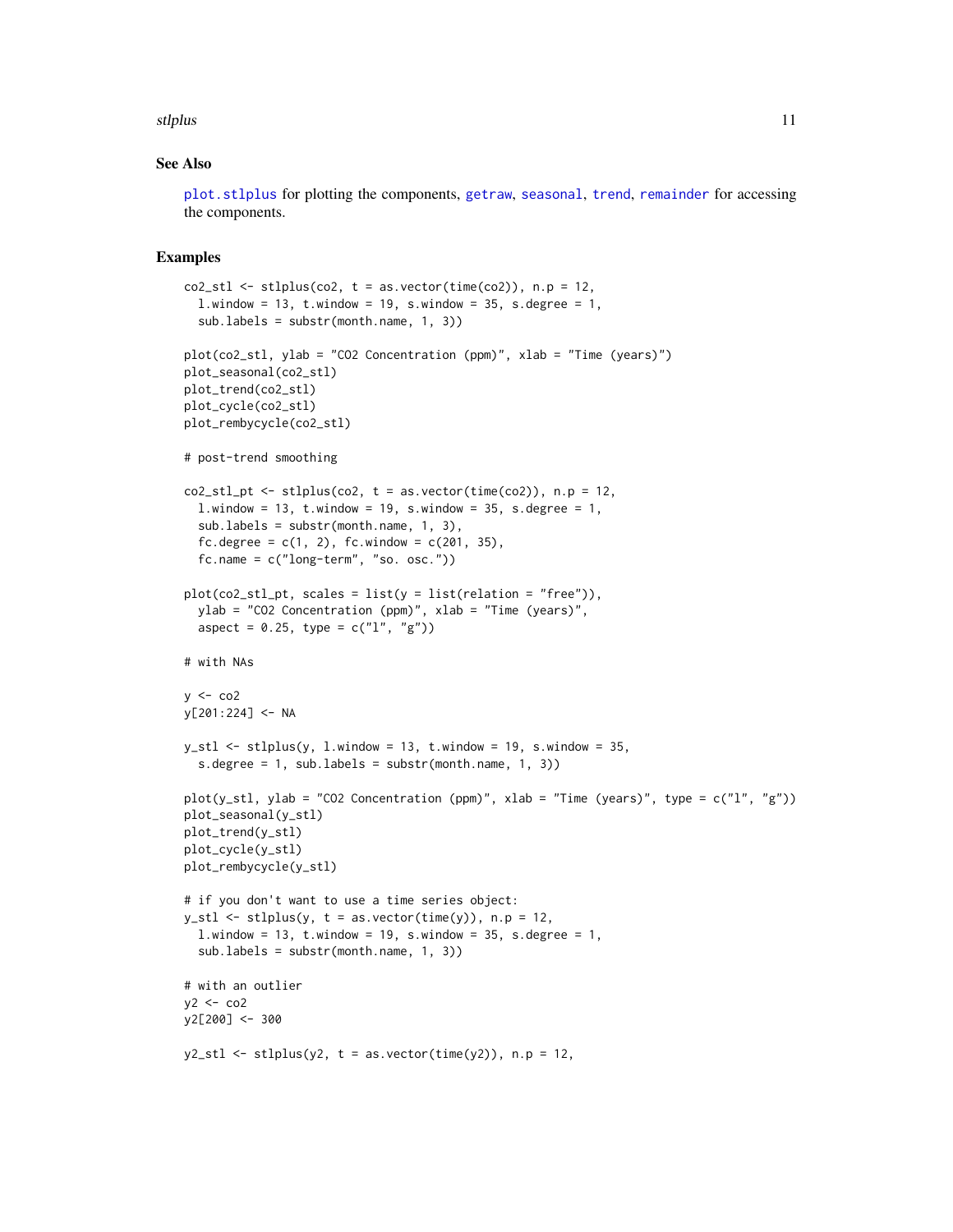## See Also

plot.stlplus for plotting the components, getraw, seasonal, trend, remainder for accessing the components.

## Examples

```
co2_stl <- stlplus(co2, t = as.vector(time(co2)), n.p = 12,
  l.window = 13, t.window = 19, s.window = 35, s.degree = 1,
  sub.labels = substr(month.name, 1, 3))

plot(co2_stl, ylab = "CO2 Concentration (ppm)", xlab = "Time (years)")
plot_seasonal(co2_stl)
plot_trend(co2_stl)
plot_cycle(co2_stl)
plot_rembycycle(co2_stl)

# post-trend smoothing

co2_stl_pt <- stlplus(co2, t = as.vector(time(co2)), n.p = 12,
  l.window = 13, t.window = 19, s.window = 35, s.degree = 1,
  sub.labels = substr(month.name, 1, 3),
  fc.degree = c(1, 2), fc.window = c(201, 35),
  fc.name = c("long-term", "so. osc."))

plot(co2_stl_pt, scales = list(y = list(relation = "free")),
  ylab = "CO2 Concentration (ppm)", xlab = "Time (years)",
  aspect = 0.25, type = c("l", "g"))

# with NAs

y <- co2
y[201:224] <- NA

y_stl <- stlplus(y, l.window = 13, t.window = 19, s.window = 35,
  s.degree = 1, sub.labels = substr(month.name, 1, 3))

plot(y_stl, ylab = "CO2 Concentration (ppm)", xlab = "Time (years)", type = c("l", "g"))
plot_seasonal(y_stl)
plot_trend(y_stl)
plot_cycle(y_stl)
plot_rembycycle(y_stl)

# if you don't want to use a time series object:
y_stl <- stlplus(y, t = as.vector(time(y)), n.p = 12,
  l.window = 13, t.window = 19, s.window = 35, s.degree = 1,
  sub.labels = substr(month.name, 1, 3))

# with an outlier
y2 <- co2
y2[200] <- 300

y2_stl <- stlplus(y2, t = as.vector(time(y2)), n.p = 12,
```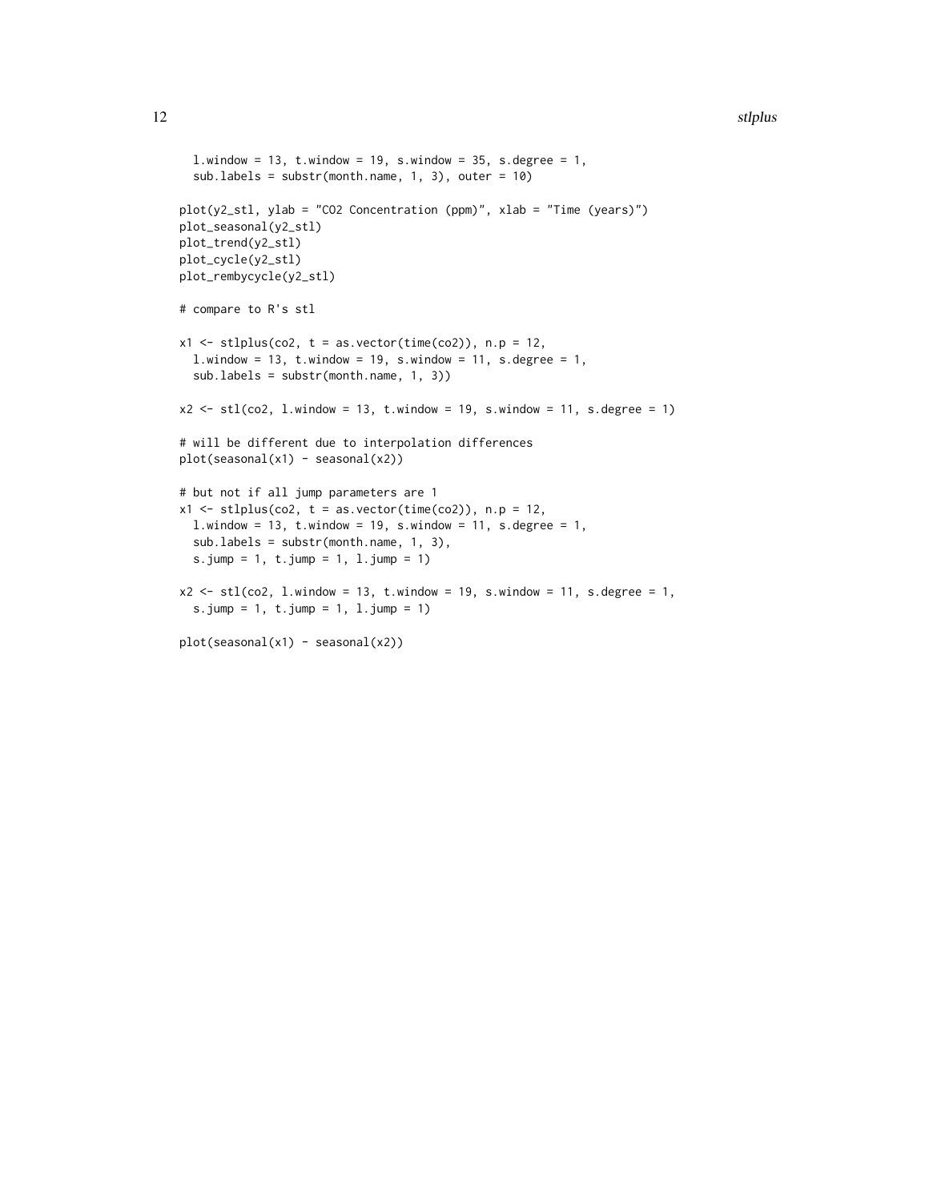```
  l.window = 13, t.window = 19, s.window = 35, s.degree = 1,
  sub.labels = substr(month.name, 1, 3), outer = 10)

plot(y2_stl, ylab = "CO2 Concentration (ppm)", xlab = "Time (years)")
plot_seasonal(y2_stl)
plot_trend(y2_stl)
plot_cycle(y2_stl)
plot_rembycycle(y2_stl)

# compare to R's stl

x1 <- stlplus(co2, t = as.vector(time(co2)), n.p = 12,
  l.window = 13, t.window = 19, s.window = 11, s.degree = 1,
  sub.labels = substr(month.name, 1, 3))

x2 <- stl(co2, l.window = 13, t.window = 19, s.window = 11, s.degree = 1)

# will be different due to interpolation differences
plot(seasonal(x1) - seasonal(x2))

# but not if all jump parameters are 1
x1 <- stlplus(co2, t = as.vector(time(co2)), n.p = 12,
  l.window = 13, t.window = 19, s.window = 11, s.degree = 1,
  sub.labels = substr(month.name, 1, 3),
  s.jump = 1, t.jump = 1, l.jump = 1)

x2 <- stl(co2, l.window = 13, t.window = 19, s.window = 11, s.degree = 1,
  s.jump = 1, t.jump = 1, l.jump = 1)

plot(seasonal(x1) - seasonal(x2))
```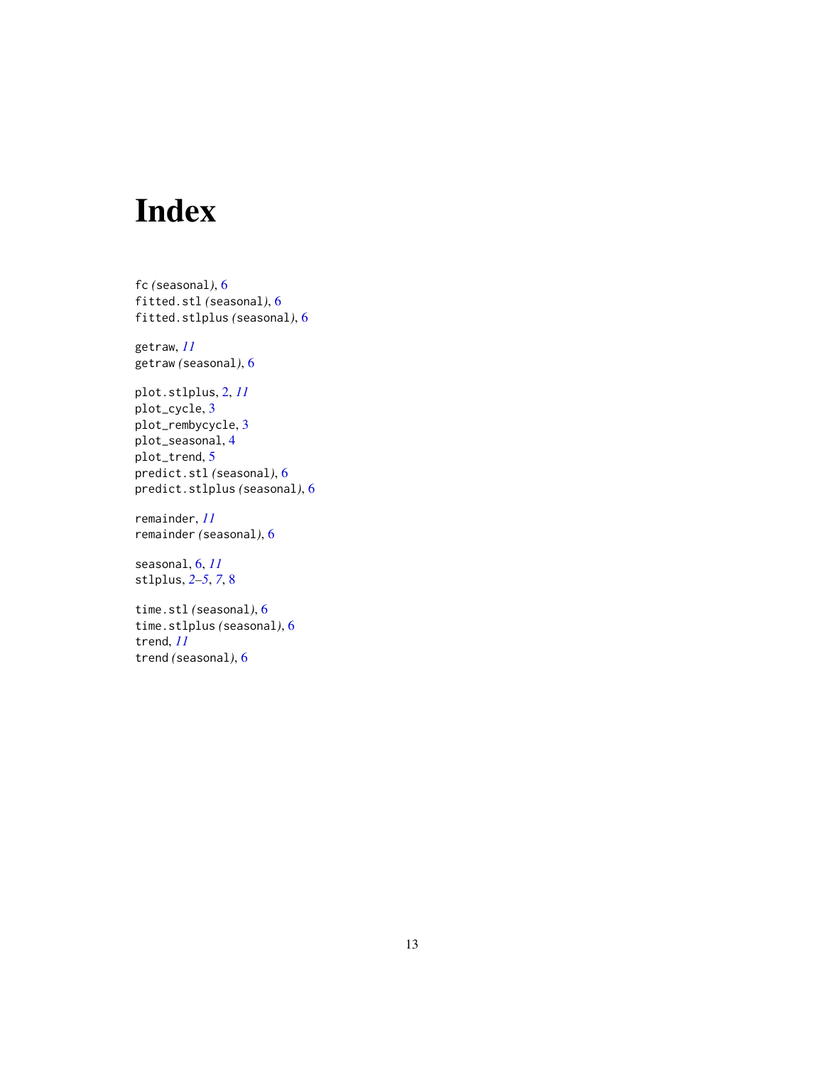# Index

fc *(*seasonal*)*, 6
fitted.stl *(*seasonal*)*, 6
fitted.stlplus *(*seasonal*)*, 6

getraw, *11*
getraw *(*seasonal*)*, 6

plot.stlplus, 2, *11*
plot_cycle, 3
plot_rembycycle, 3
plot_seasonal, 4
plot_trend, 5
predict.stl *(*seasonal*)*, 6
predict.stlplus *(*seasonal*)*, 6

remainder, *11*
remainder *(*seasonal*)*, 6

seasonal, 6, *11*
stlplus, *2–5*, *7*, 8

time.stl *(*seasonal*)*, 6
time.stlplus *(*seasonal*)*, 6
trend, *11*
trend *(*seasonal*)*, 6